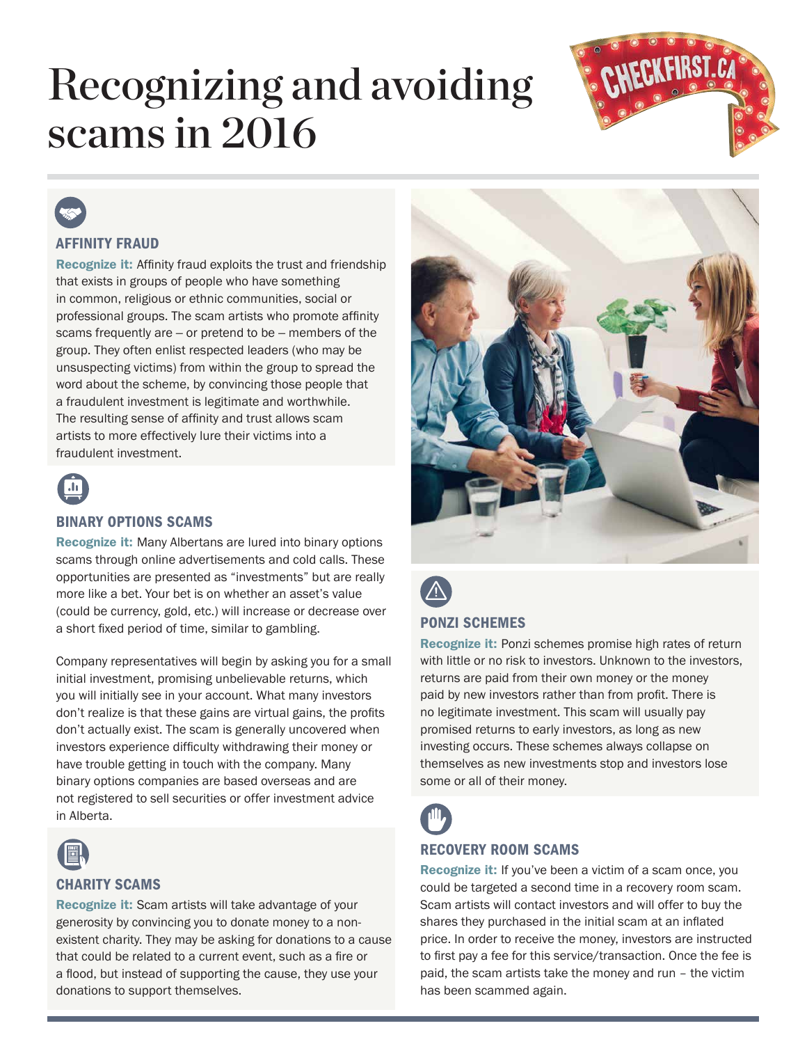# Recognizing and avoiding scams in 2016

CHECKFIRST.CA

## AFFINITY FRAUD

**Recognize it:** Affinity fraud exploits the trust and friendship that exists in groups of people who have something in common, religious or ethnic communities, social or professional groups. The scam artists who promote affinity scams frequently are – or pretend to be – members of the group. They often enlist respected leaders (who may be unsuspecting victims) from within the group to spread the word about the scheme, by convincing those people that a fraudulent investment is legitimate and worthwhile. The resulting sense of affinity and trust allows scam artists to more effectively lure their victims into a fraudulent investment.

## BINARY OPTIONS SCAMS

**Recognize it:** Many Albertans are lured into binary options scams through online advertisements and cold calls. These opportunities are presented as "investments" but are really more like a bet. Your bet is on whether an asset's value (could be currency, gold, etc.) will increase or decrease over a short fixed period of time, similar to gambling.

Company representatives will begin by asking you for a small initial investment, promising unbelievable returns, which you will initially see in your account. What many investors don't realize is that these gains are virtual gains, the profits don't actually exist. The scam is generally uncovered when investors experience difficulty withdrawing their money or have trouble getting in touch with the company. Many binary options companies are based overseas and are not registered to sell securities or offer investment advice in Alberta.

## CHARITY SCAMS

**Recognize it:** Scam artists will take advantage of your generosity by convincing you to donate money to a non-existent charity. They may be asking for donations to a cause that could be related to a current event, such as a fire or a flood, but instead of supporting the cause, they use your donations to support themselves.

## PONZI SCHEMES

**Recognize it:** Ponzi schemes promise high rates of return with little or no risk to investors. Unknown to the investors, returns are paid from their own money or the money paid by new investors rather than from profit. There is no legitimate investment. This scam will usually pay promised returns to early investors, as long as new investing occurs. These schemes always collapse on themselves as new investments stop and investors lose some or all of their money.

## RECOVERY ROOM SCAMS

**Recognize it:** If you've been a victim of a scam once, you could be targeted a second time in a recovery room scam. Scam artists will contact investors and will offer to buy the shares they purchased in the initial scam at an inflated price. In order to receive the money, investors are instructed to first pay a fee for this service/transaction. Once the fee is paid, the scam artists take the money and run – the victim has been scammed again.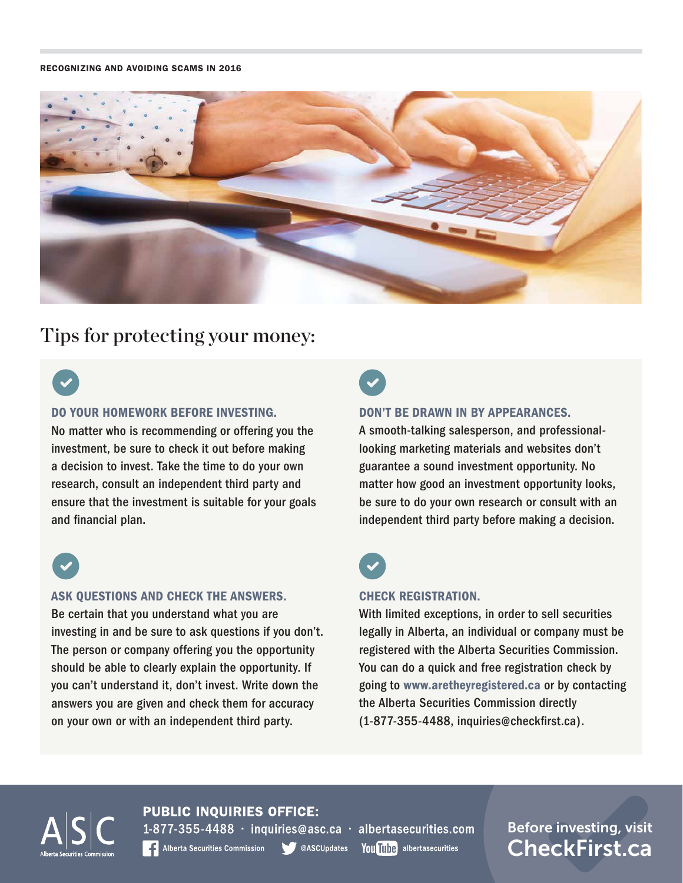## Tips for protecting your money:

### DO YOUR HOMEWORK BEFORE INVESTING.

No matter who is recommending or offering you the investment, be sure to check it out before making a decision to invest. Take the time to do your own research, consult an independent third party and ensure that the investment is suitable for your goals and financial plan.

### ASK QUESTIONS AND CHECK THE ANSWERS.

Be certain that you understand what you are investing in and be sure to ask questions if you don't. The person or company offering you the opportunity should be able to clearly explain the opportunity. If you can't understand it, don't invest. Write down the answers you are given and check them for accuracy on your own or with an independent third party.

### DON'T BE DRAWN IN BY APPEARANCES.

A smooth-talking salesperson, and professional-looking marketing materials and websites don't guarantee a sound investment opportunity. No matter how good an investment opportunity looks, be sure to do your own research or consult with an independent third party before making a decision.

### CHECK REGISTRATION.

With limited exceptions, in order to sell securities legally in Alberta, an individual or company must be registered with the Alberta Securities Commission. You can do a quick and free registration check by going to www.aretheyregistered.ca or by contacting the Alberta Securities Commission directly (1-877-355-4488, inquiries@checkfirst.ca).

ASC Alberta Securities Commission

**PUBLIC INQUIRIES OFFICE:**
1-877-355-4488 · inquiries@asc.ca · albertasecurities.com

Alberta Securities Commission · @ASCUpdates · YouTube albertasecurities

Before investing, visit **CheckFirst.ca**